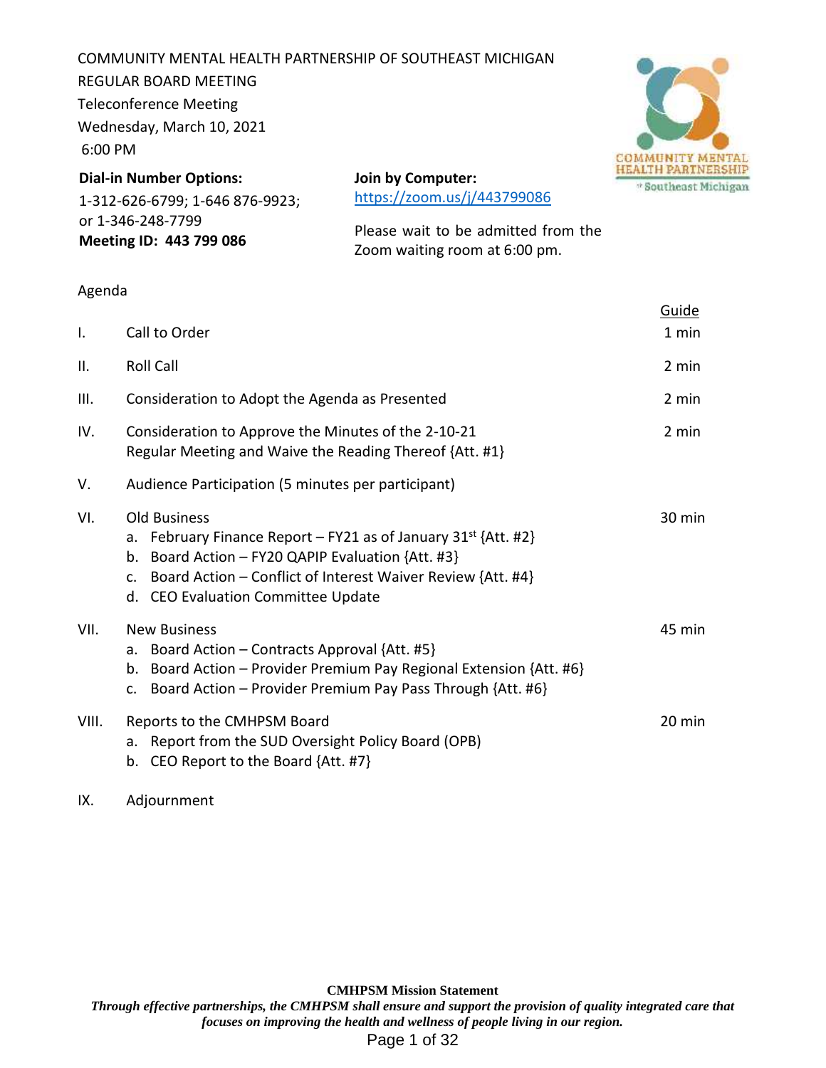COMMUNITY MENTAL HEALTH PARTNERSHIP OF SOUTHEAST MICHIGAN
REGULAR BOARD MEETING
Teleconference Meeting
Wednesday, March 10, 2021
6:00 PM

**Dial-in Number Options:**
1-312-626-6799; 1-646 876-9923; or 1-346-248-7799
**Meeting ID: 443 799 086**

**Join by Computer:**
https://zoom.us/j/443799086

Please wait to be admitted from the Zoom waiting room at 6:00 pm.

Agenda

| | | Guide |
|---|---|---|
| I. | Call to Order | 1 min |
| II. | Roll Call | 2 min |
| III. | Consideration to Adopt the Agenda as Presented | 2 min |
| IV. | Consideration to Approve the Minutes of the 2-10-21 Regular Meeting and Waive the Reading Thereof {Att. #1} | 2 min |
| V. | Audience Participation (5 minutes per participant) | |
| VI. | Old Business<br>a. February Finance Report – FY21 as of January 31st {Att. #2}<br>b. Board Action – FY20 QAPIP Evaluation {Att. #3}<br>c. Board Action – Conflict of Interest Waiver Review {Att. #4}<br>d. CEO Evaluation Committee Update | 30 min |
| VII. | New Business<br>a. Board Action – Contracts Approval {Att. #5}<br>b. Board Action – Provider Premium Pay Regional Extension {Att. #6}<br>c. Board Action – Provider Premium Pay Pass Through {Att. #6} | 45 min |
| VIII. | Reports to the CMHPSM Board<br>a. Report from the SUD Oversight Policy Board (OPB)<br>b. CEO Report to the Board {Att. #7} | 20 min |
| IX. | Adjournment | |

**CMHPSM Mission Statement**

***Through effective partnerships, the CMHPSM shall ensure and support the provision of quality integrated care that focuses on improving the health and wellness of people living in our region.***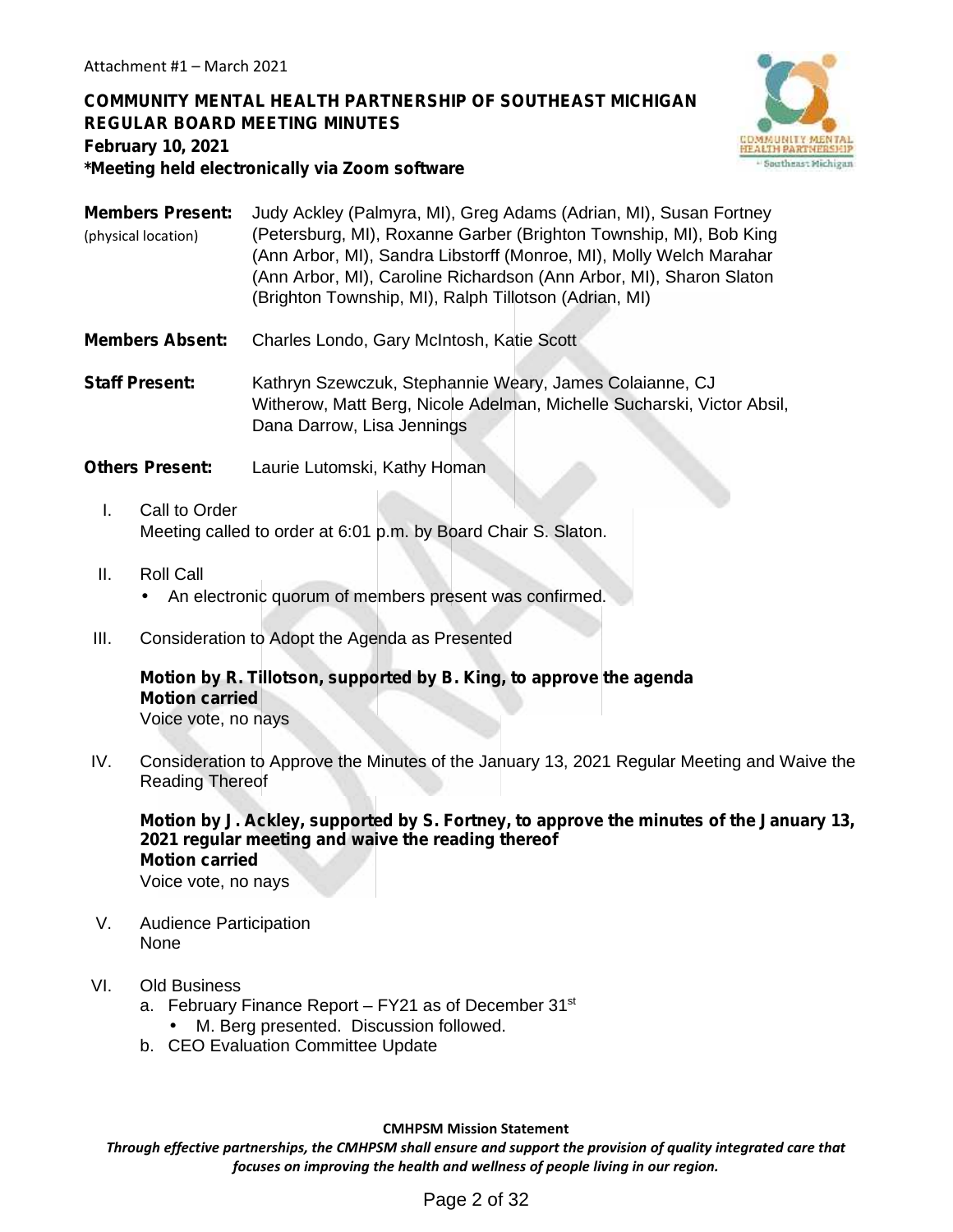Attachment #1 – March 2021

**COMMUNITY MENTAL HEALTH PARTNERSHIP OF SOUTHEAST MICHIGAN**
**REGULAR BOARD MEETING MINUTES**
**February 10, 2021**
***Meeting held electronically via Zoom software**

**Members Present:** (physical location) Judy Ackley (Palmyra, MI), Greg Adams (Adrian, MI), Susan Fortney (Petersburg, MI), Roxanne Garber (Brighton Township, MI), Bob King (Ann Arbor, MI), Sandra Libstorff (Monroe, MI), Molly Welch Marahar (Ann Arbor, MI), Caroline Richardson (Ann Arbor, MI), Sharon Slaton (Brighton Township, MI), Ralph Tillotson (Adrian, MI)

**Members Absent:** Charles Londo, Gary McIntosh, Katie Scott

**Staff Present:** Kathryn Szewczuk, Stephannie Weary, James Colaianne, CJ Witherow, Matt Berg, Nicole Adelman, Michelle Sucharski, Victor Absil, Dana Darrow, Lisa Jennings

**Others Present:** Laurie Lutomski, Kathy Homan

I. Call to Order
Meeting called to order at 6:01 p.m. by Board Chair S. Slaton.

II. Roll Call
- An electronic quorum of members present was confirmed.

III. Consideration to Adopt the Agenda as Presented

**Motion by R. Tillotson, supported by B. King, to approve the agenda**
**Motion carried**
Voice vote, no nays

IV. Consideration to Approve the Minutes of the January 13, 2021 Regular Meeting and Waive the Reading Thereof

**Motion by J. Ackley, supported by S. Fortney, to approve the minutes of the January 13, 2021 regular meeting and waive the reading thereof**
**Motion carried**
Voice vote, no nays

V. Audience Participation
None

VI. Old Business
a. February Finance Report – FY21 as of December 31st
   - M. Berg presented. Discussion followed.
b. CEO Evaluation Committee Update

**CMHPSM Mission Statement**
*Through effective partnerships, the CMHPSM shall ensure and support the provision of quality integrated care that focuses on improving the health and wellness of people living in our region.*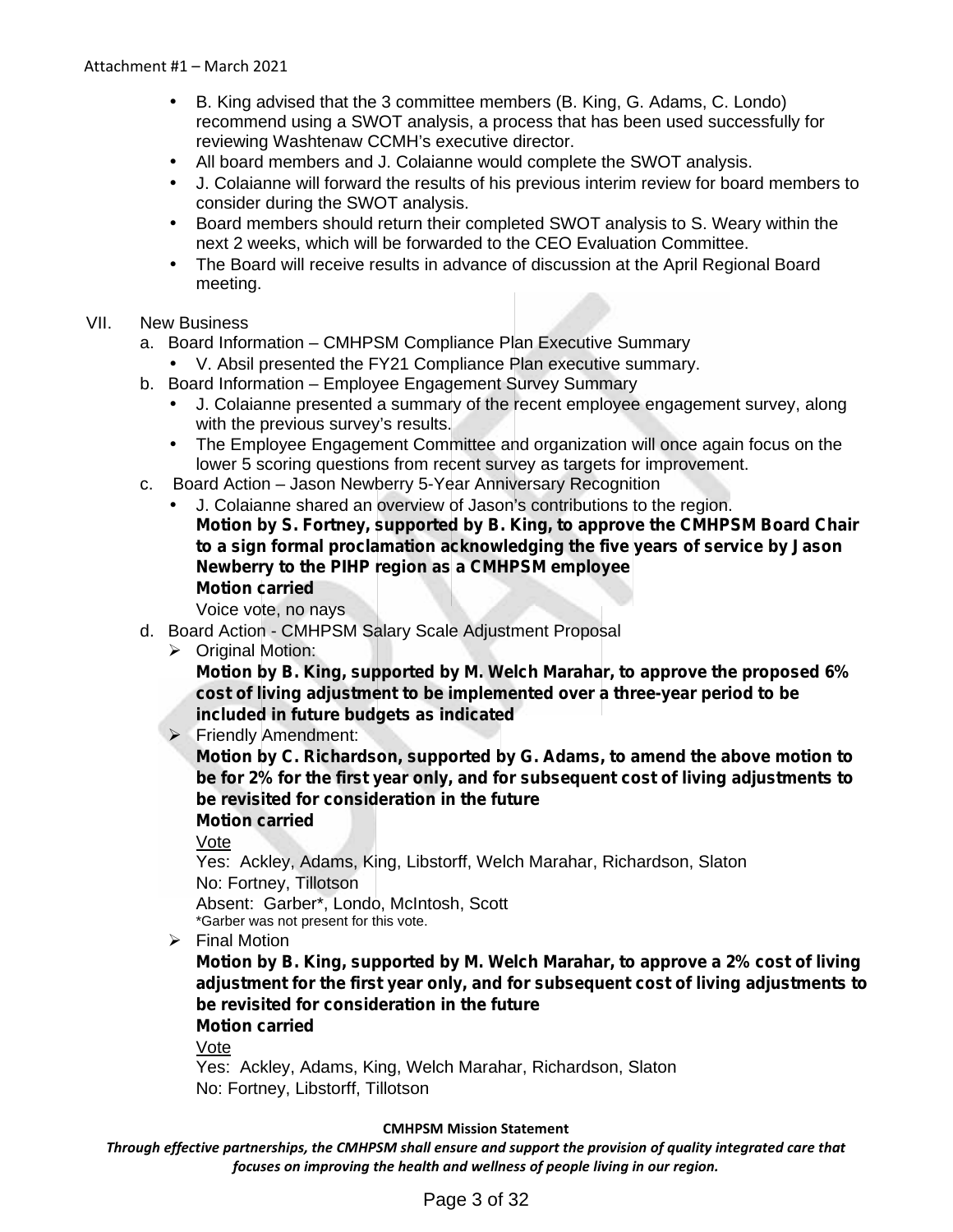- B. King advised that the 3 committee members (B. King, G. Adams, C. Londo) recommend using a SWOT analysis, a process that has been used successfully for reviewing Washtenaw CCMH's executive director.
- All board members and J. Colaianne would complete the SWOT analysis.
- J. Colaianne will forward the results of his previous interim review for board members to consider during the SWOT analysis.
- Board members should return their completed SWOT analysis to S. Weary within the next 2 weeks, which will be forwarded to the CEO Evaluation Committee.
- The Board will receive results in advance of discussion at the April Regional Board meeting.

VII. New Business

a. Board Information – CMHPSM Compliance Plan Executive Summary
   - V. Absil presented the FY21 Compliance Plan executive summary.

b. Board Information – Employee Engagement Survey Summary
   - J. Colaianne presented a summary of the recent employee engagement survey, along with the previous survey's results.
   - The Employee Engagement Committee and organization will once again focus on the lower 5 scoring questions from recent survey as targets for improvement.

c. Board Action – Jason Newberry 5-Year Anniversary Recognition
   - J. Colaianne shared an overview of Jason's contributions to the region.

   **Motion by S. Fortney, supported by B. King, to approve the CMHPSM Board Chair to a sign formal proclamation acknowledging the five years of service by Jason Newberry to the PIHP region as a CMHPSM employee**
   **Motion carried**
   Voice vote, no nays

d. Board Action - CMHPSM Salary Scale Adjustment Proposal
   - Original Motion:
     **Motion by B. King, supported by M. Welch Marahar, to approve the proposed 6% cost of living adjustment to be implemented over a three-year period to be included in future budgets as indicated**
   - Friendly Amendment:
     **Motion by C. Richardson, supported by G. Adams, to amend the above motion to be for 2% for the first year only, and for subsequent cost of living adjustments to be revisited for consideration in the future**
     **Motion carried**
     Vote
     Yes: Ackley, Adams, King, Libstorff, Welch Marahar, Richardson, Slaton
     No: Fortney, Tillotson
     Absent: Garber*, Londo, McIntosh, Scott
     *Garber was not present for this vote.
   - Final Motion
     **Motion by B. King, supported by M. Welch Marahar, to approve a 2% cost of living adjustment for the first year only, and for subsequent cost of living adjustments to be revisited for consideration in the future**
     **Motion carried**
     Vote
     Yes: Ackley, Adams, King, Welch Marahar, Richardson, Slaton
     No: Fortney, Libstorff, Tillotson

**CMHPSM Mission Statement**

*Through effective partnerships, the CMHPSM shall ensure and support the provision of quality integrated care that focuses on improving the health and wellness of people living in our region.*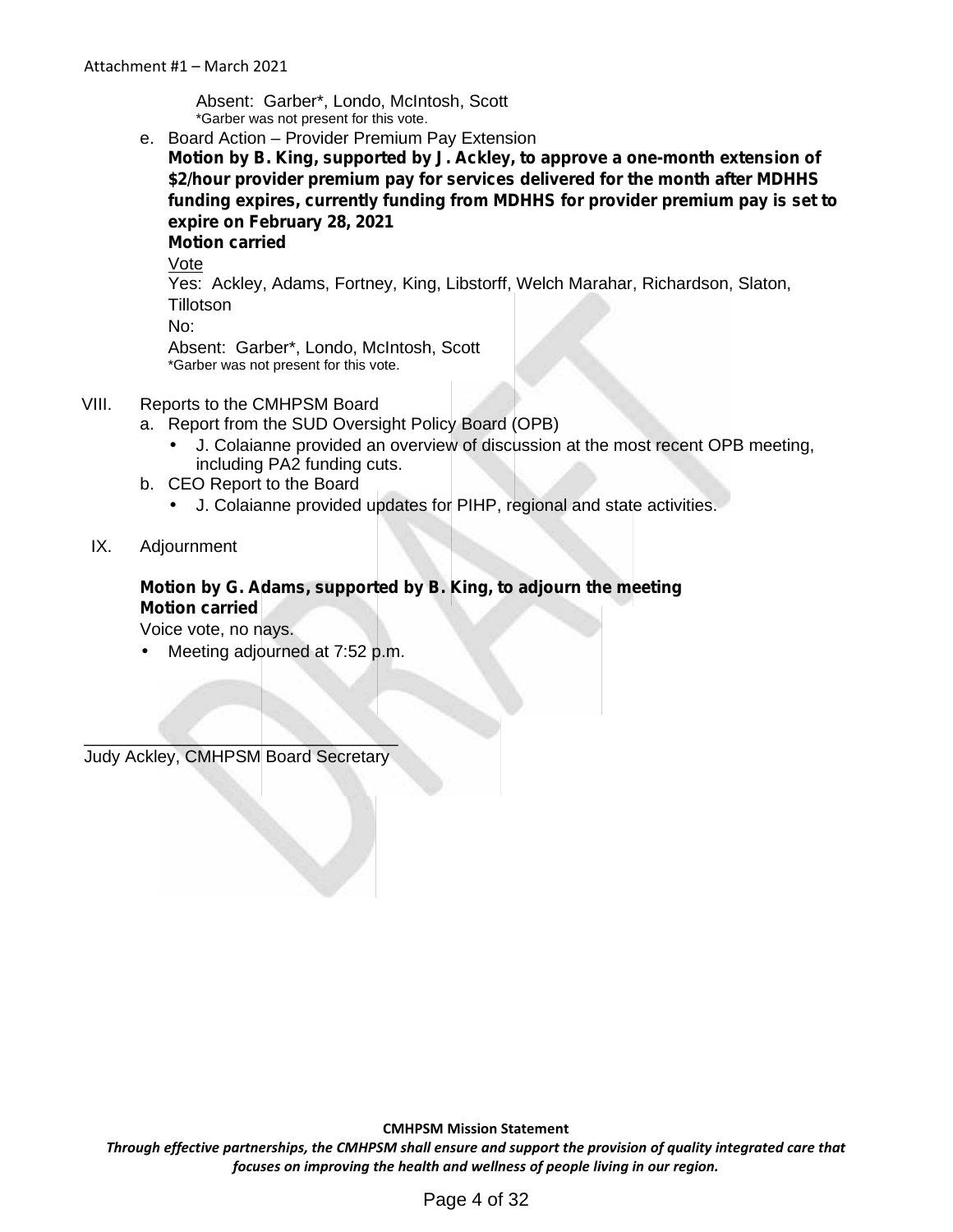Absent: Garber*, Londo, McIntosh, Scott
*Garber was not present for this vote.

e. Board Action – Provider Premium Pay Extension

**Motion by B. King, supported by J. Ackley, to approve a one-month extension of $2/hour provider premium pay for services delivered for the month after MDHHS funding expires, currently funding from MDHHS for provider premium pay is set to expire on February 28, 2021**
**Motion carried**

Vote
Yes: Ackley, Adams, Fortney, King, Libstorff, Welch Marahar, Richardson, Slaton, Tillotson
No:
Absent: Garber*, Londo, McIntosh, Scott
*Garber was not present for this vote.

VIII. Reports to the CMHPSM Board

a. Report from the SUD Oversight Policy Board (OPB)
   - J. Colaianne provided an overview of discussion at the most recent OPB meeting, including PA2 funding cuts.

b. CEO Report to the Board
   - J. Colaianne provided updates for PIHP, regional and state activities.

IX. Adjournment

**Motion by G. Adams, supported by B. King, to adjourn the meeting**
**Motion carried**
Voice vote, no nays.

- Meeting adjourned at 7:52 p.m.

\_\_\_\_\_\_\_\_\_\_\_\_\_\_\_\_\_\_\_\_\_\_\_\_\_\_\_\_\_\_\_\_\_\_\_
Judy Ackley, CMHPSM Board Secretary

**CMHPSM Mission Statement**

***Through effective partnerships, the CMHPSM shall ensure and support the provision of quality integrated care that focuses on improving the health and wellness of people living in our region.***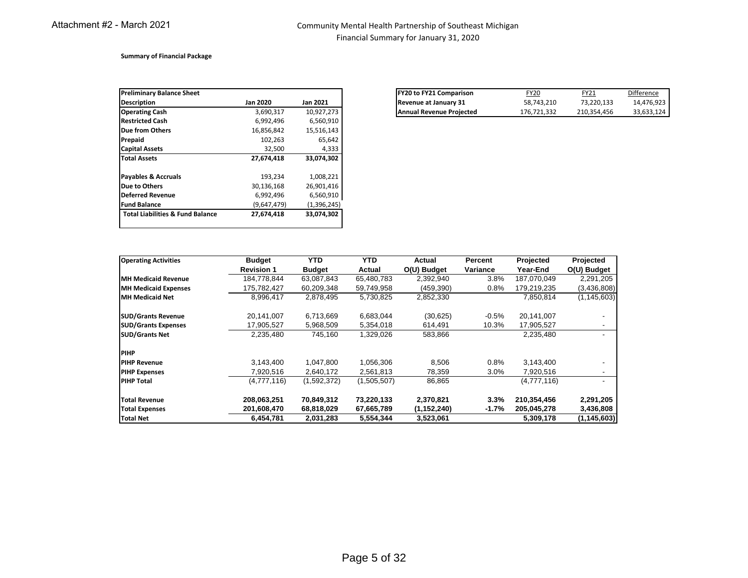Attachment #2 - March 2021

# Community Mental Health Partnership of Southeast Michigan
## Financial Summary for January 31, 2020

**Summary of Financial Package**

| **Preliminary Balance Sheet** | | |
|---|---|---|
| **Description** | **Jan 2020** | **Jan 2021** |
| **Operating Cash** | 3,690,317 | 10,927,273 |
| **Restricted Cash** | 6,992,496 | 6,560,910 |
| **Due from Others** | 16,856,842 | 15,516,143 |
| **Prepaid** | 102,263 | 65,642 |
| **Capital Assets** | 32,500 | 4,333 |
| **Total Assets** | **27,674,418** | **33,074,302** |
| | | |
| **Payables & Accruals** | 193,234 | 1,008,221 |
| **Due to Others** | 30,136,168 | 26,901,416 |
| **Deferred Revenue** | 6,992,496 | 6,560,910 |
| **Fund Balance** | (9,647,479) | (1,396,245) |
| **Total Liabilities & Fund Balance** | **27,674,418** | **33,074,302** |

| **FY20 to FY21 Comparison** | FY20 | FY21 | Difference |
|---|---|---|---|
| **Revenue at January 31** | 58,743,210 | 73,220,133 | 14,476,923 |
| **Annual Revenue Projected** | 176,721,332 | 210,354,456 | 33,633,124 |

| **Operating Activities** | **Budget Revision 1** | **YTD Budget** | **YTD Actual** | **Actual O(U) Budget** | **Percent Variance** | **Projected Year-End** | **Projected O(U) Budget** |
|---|---|---|---|---|---|---|---|
| **MH Medicaid Revenue** | 184,778,844 | 63,087,843 | 65,480,783 | 2,392,940 | 3.8% | 187,070,049 | 2,291,205 |
| **MH Medicaid Expenses** | 175,782,427 | 60,209,348 | 59,749,958 | (459,390) | 0.8% | 179,219,235 | (3,436,808) |
| **MH Medicaid Net** | 8,996,417 | 2,878,495 | 5,730,825 | 2,852,330 | | 7,850,814 | (1,145,603) |
| | | | | | | | |
| **SUD/Grants Revenue** | 20,141,007 | 6,713,669 | 6,683,044 | (30,625) | -0.5% | 20,141,007 | - |
| **SUD/Grants Expenses** | 17,905,527 | 5,968,509 | 5,354,018 | 614,491 | 10.3% | 17,905,527 | - |
| **SUD/Grants Net** | 2,235,480 | 745,160 | 1,329,026 | 583,866 | | 2,235,480 | - |
| | | | | | | | |
| **PIHP** | | | | | | | |
| **PIHP Revenue** | 3,143,400 | 1,047,800 | 1,056,306 | 8,506 | 0.8% | 3,143,400 | - |
| **PIHP Expenses** | 7,920,516 | 2,640,172 | 2,561,813 | 78,359 | 3.0% | 7,920,516 | - |
| **PIHP Total** | (4,777,116) | (1,592,372) | (1,505,507) | 86,865 | | (4,777,116) | - |
| | | | | | | | |
| **Total Revenue** | **208,063,251** | **70,849,312** | **73,220,133** | **2,370,821** | **3.3%** | **210,354,456** | **2,291,205** |
| **Total Expenses** | **201,608,470** | **68,818,029** | **67,665,789** | **(1,152,240)** | **-1.7%** | **205,045,278** | **3,436,808** |
| **Total Net** | **6,454,781** | **2,031,283** | **5,554,344** | **3,523,061** | | **5,309,178** | **(1,145,603)** |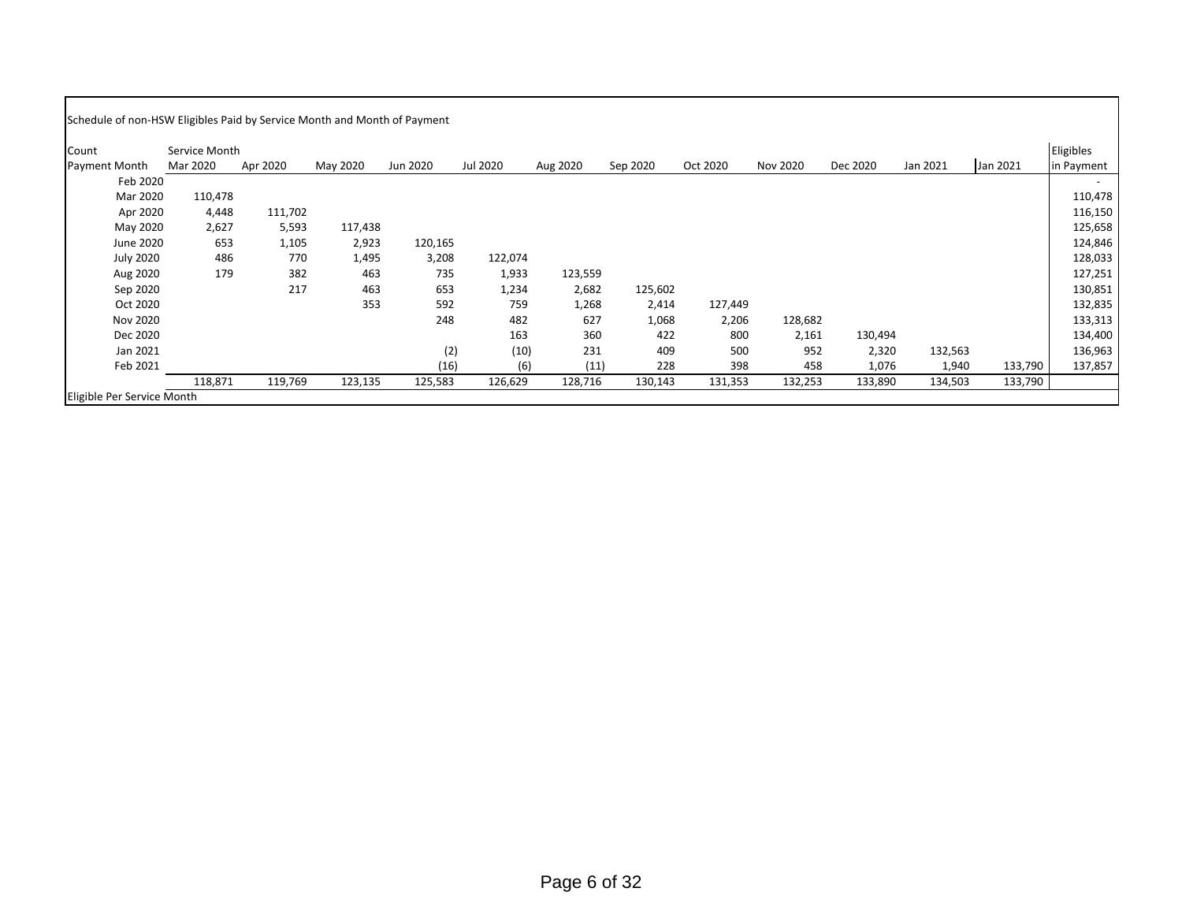Schedule of non-HSW Eligibles Paid by Service Month and Month of Payment

| Count | Service Month | | | | | | | | | | | | Eligibles |
|---|---|---|---|---|---|---|---|---|---|---|---|---|---|
| Payment Month | Mar 2020 | Apr 2020 | May 2020 | Jun 2020 | Jul 2020 | Aug 2020 | Sep 2020 | Oct 2020 | Nov 2020 | Dec 2020 | Jan 2021 | Jan 2021 | in Payment |
| Feb 2020 | | | | | | | | | | | | | - |
| Mar 2020 | 110,478 | | | | | | | | | | | | 110,478 |
| Apr 2020 | 4,448 | 111,702 | | | | | | | | | | | 116,150 |
| May 2020 | 2,627 | 5,593 | 117,438 | | | | | | | | | | 125,658 |
| June 2020 | 653 | 1,105 | 2,923 | 120,165 | | | | | | | | | 124,846 |
| July 2020 | 486 | 770 | 1,495 | 3,208 | 122,074 | | | | | | | | 128,033 |
| Aug 2020 | 179 | 382 | 463 | 735 | 1,933 | 123,559 | | | | | | | 127,251 |
| Sep 2020 | | 217 | 463 | 653 | 1,234 | 2,682 | 125,602 | | | | | | 130,851 |
| Oct 2020 | | | 353 | 592 | 759 | 1,268 | 2,414 | 127,449 | | | | | 132,835 |
| Nov 2020 | | | | 248 | 482 | 627 | 1,068 | 2,206 | 128,682 | | | | 133,313 |
| Dec 2020 | | | | | 163 | 360 | 422 | 800 | 2,161 | 130,494 | | | 134,400 |
| Jan 2021 | | | | (2) | (10) | 231 | 409 | 500 | 952 | 2,320 | 132,563 | | 136,963 |
| Feb 2021 | | | | (16) | (6) | (11) | 228 | 398 | 458 | 1,076 | 1,940 | 133,790 | 137,857 |
| Eligible Per Service Month | 118,871 | 119,769 | 123,135 | 125,583 | 126,629 | 128,716 | 130,143 | 131,353 | 132,253 | 133,890 | 134,503 | 133,790 | |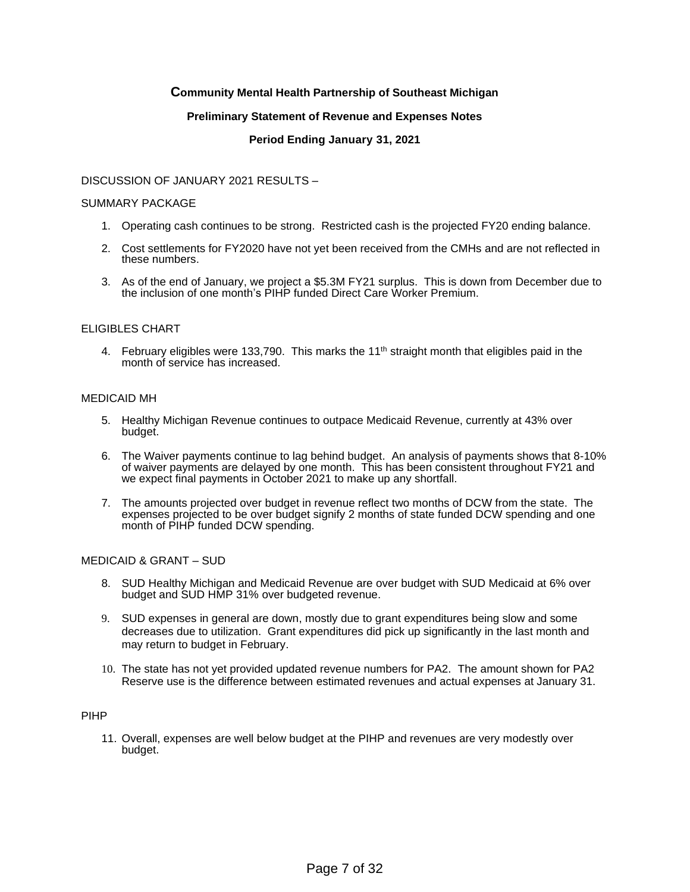# Community Mental Health Partnership of Southeast Michigan

## Preliminary Statement of Revenue and Expenses Notes

### Period Ending January 31, 2021

DISCUSSION OF JANUARY 2021 RESULTS –

SUMMARY PACKAGE

1. Operating cash continues to be strong. Restricted cash is the projected FY20 ending balance.
2. Cost settlements for FY2020 have not yet been received from the CMHs and are not reflected in these numbers.
3. As of the end of January, we project a $5.3M FY21 surplus. This is down from December due to the inclusion of one month's PIHP funded Direct Care Worker Premium.

ELIGIBLES CHART

4. February eligibles were 133,790. This marks the 11th straight month that eligibles paid in the month of service has increased.

MEDICAID MH

5. Healthy Michigan Revenue continues to outpace Medicaid Revenue, currently at 43% over budget.
6. The Waiver payments continue to lag behind budget. An analysis of payments shows that 8-10% of waiver payments are delayed by one month. This has been consistent throughout FY21 and we expect final payments in October 2021 to make up any shortfall.
7. The amounts projected over budget in revenue reflect two months of DCW from the state. The expenses projected to be over budget signify 2 months of state funded DCW spending and one month of PIHP funded DCW spending.

MEDICAID & GRANT – SUD

8. SUD Healthy Michigan and Medicaid Revenue are over budget with SUD Medicaid at 6% over budget and SUD HMP 31% over budgeted revenue.
9. SUD expenses in general are down, mostly due to grant expenditures being slow and some decreases due to utilization. Grant expenditures did pick up significantly in the last month and may return to budget in February.
10. The state has not yet provided updated revenue numbers for PA2. The amount shown for PA2 Reserve use is the difference between estimated revenues and actual expenses at January 31.

PIHP

11. Overall, expenses are well below budget at the PIHP and revenues are very modestly over budget.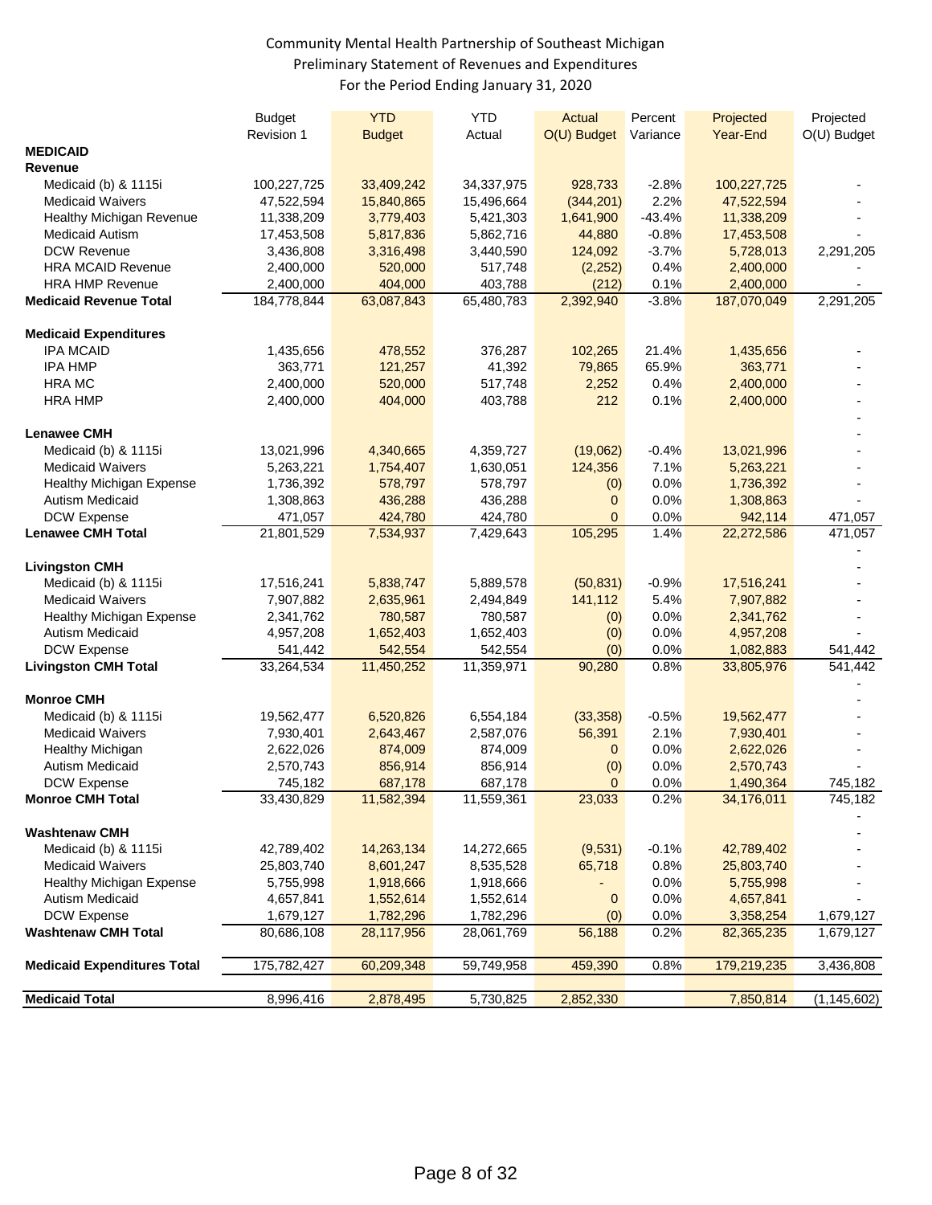Community Mental Health Partnership of Southeast Michigan
Preliminary Statement of Revenues and Expenditures
For the Period Ending January 31, 2020

| | Budget Revision 1 | YTD Budget | YTD Actual | Actual O(U) Budget | Percent Variance | Projected Year-End | Projected O(U) Budget |
|---|---|---|---|---|---|---|---|
| **MEDICAID** | | | | | | | |
| **Revenue** | | | | | | | |
| Medicaid (b) & 1115i | 100,227,725 | 33,409,242 | 34,337,975 | 928,733 | -2.8% | 100,227,725 | - |
| Medicaid Waivers | 47,522,594 | 15,840,865 | 15,496,664 | (344,201) | 2.2% | 47,522,594 | - |
| Healthy Michigan Revenue | 11,338,209 | 3,779,403 | 5,421,303 | 1,641,900 | -43.4% | 11,338,209 | - |
| Medicaid Autism | 17,453,508 | 5,817,836 | 5,862,716 | 44,880 | -0.8% | 17,453,508 | - |
| DCW Revenue | 3,436,808 | 3,316,498 | 3,440,590 | 124,092 | -3.7% | 5,728,013 | 2,291,205 |
| HRA MCAID Revenue | 2,400,000 | 520,000 | 517,748 | (2,252) | 0.4% | 2,400,000 | - |
| HRA HMP Revenue | 2,400,000 | 404,000 | 403,788 | (212) | 0.1% | 2,400,000 | - |
| **Medicaid Revenue Total** | 184,778,844 | 63,087,843 | 65,480,783 | 2,392,940 | -3.8% | 187,070,049 | 2,291,205 |
| | | | | | | | |
| **Medicaid Expenditures** | | | | | | | |
| IPA MCAID | 1,435,656 | 478,552 | 376,287 | 102,265 | 21.4% | 1,435,656 | - |
| IPA HMP | 363,771 | 121,257 | 41,392 | 79,865 | 65.9% | 363,771 | - |
| HRA MC | 2,400,000 | 520,000 | 517,748 | 2,252 | 0.4% | 2,400,000 | - |
| HRA HMP | 2,400,000 | 404,000 | 403,788 | 212 | 0.1% | 2,400,000 | - |
| | | | | | | | - |
| **Lenawee CMH** | | | | | | | |
| Medicaid (b) & 1115i | 13,021,996 | 4,340,665 | 4,359,727 | (19,062) | -0.4% | 13,021,996 | - |
| Medicaid Waivers | 5,263,221 | 1,754,407 | 1,630,051 | 124,356 | 7.1% | 5,263,221 | - |
| Healthy Michigan Expense | 1,736,392 | 578,797 | 578,797 | (0) | 0.0% | 1,736,392 | - |
| Autism Medicaid | 1,308,863 | 436,288 | 436,288 | 0 | 0.0% | 1,308,863 | - |
| DCW Expense | 471,057 | 424,780 | 424,780 | 0 | 0.0% | 942,114 | 471,057 |
| **Lenawee CMH Total** | 21,801,529 | 7,534,937 | 7,429,643 | 105,295 | 1.4% | 22,272,586 | 471,057 |
| | | | | | | | - |
| **Livingston CMH** | | | | | | | - |
| Medicaid (b) & 1115i | 17,516,241 | 5,838,747 | 5,889,578 | (50,831) | -0.9% | 17,516,241 | - |
| Medicaid Waivers | 7,907,882 | 2,635,961 | 2,494,849 | 141,112 | 5.4% | 7,907,882 | - |
| Healthy Michigan Expense | 2,341,762 | 780,587 | 780,587 | (0) | 0.0% | 2,341,762 | - |
| Autism Medicaid | 4,957,208 | 1,652,403 | 1,652,403 | (0) | 0.0% | 4,957,208 | - |
| DCW Expense | 541,442 | 542,554 | 542,554 | (0) | 0.0% | 1,082,883 | 541,442 |
| **Livingston CMH Total** | 33,264,534 | 11,450,252 | 11,359,971 | 90,280 | 0.8% | 33,805,976 | 541,442 |
| | | | | | | | - |
| **Monroe CMH** | | | | | | | - |
| Medicaid (b) & 1115i | 19,562,477 | 6,520,826 | 6,554,184 | (33,358) | -0.5% | 19,562,477 | - |
| Medicaid Waivers | 7,930,401 | 2,643,467 | 2,587,076 | 56,391 | 2.1% | 7,930,401 | - |
| Healthy Michigan | 2,622,026 | 874,009 | 874,009 | 0 | 0.0% | 2,622,026 | - |
| Autism Medicaid | 2,570,743 | 856,914 | 856,914 | (0) | 0.0% | 2,570,743 | - |
| DCW Expense | 745,182 | 687,178 | 687,178 | 0 | 0.0% | 1,490,364 | 745,182 |
| **Monroe CMH Total** | 33,430,829 | 11,582,394 | 11,559,361 | 23,033 | 0.2% | 34,176,011 | 745,182 |
| | | | | | | | - |
| **Washtenaw CMH** | | | | | | | - |
| Medicaid (b) & 1115i | 42,789,402 | 14,263,134 | 14,272,665 | (9,531) | -0.1% | 42,789,402 | - |
| Medicaid Waivers | 25,803,740 | 8,601,247 | 8,535,528 | 65,718 | 0.8% | 25,803,740 | - |
| Healthy Michigan Expense | 5,755,998 | 1,918,666 | 1,918,666 | - | 0.0% | 5,755,998 | - |
| Autism Medicaid | 4,657,841 | 1,552,614 | 1,552,614 | 0 | 0.0% | 4,657,841 | - |
| DCW Expense | 1,679,127 | 1,782,296 | 1,782,296 | (0) | 0.0% | 3,358,254 | 1,679,127 |
| **Washtenaw CMH Total** | 80,686,108 | 28,117,956 | 28,061,769 | 56,188 | 0.2% | 82,365,235 | 1,679,127 |
| | | | | | | | |
| **Medicaid Expenditures Total** | 175,782,427 | 60,209,348 | 59,749,958 | 459,390 | 0.8% | 179,219,235 | 3,436,808 |
| | | | | | | | |
| **Medicaid Total** | 8,996,416 | 2,878,495 | 5,730,825 | 2,852,330 | | 7,850,814 | (1,145,602) |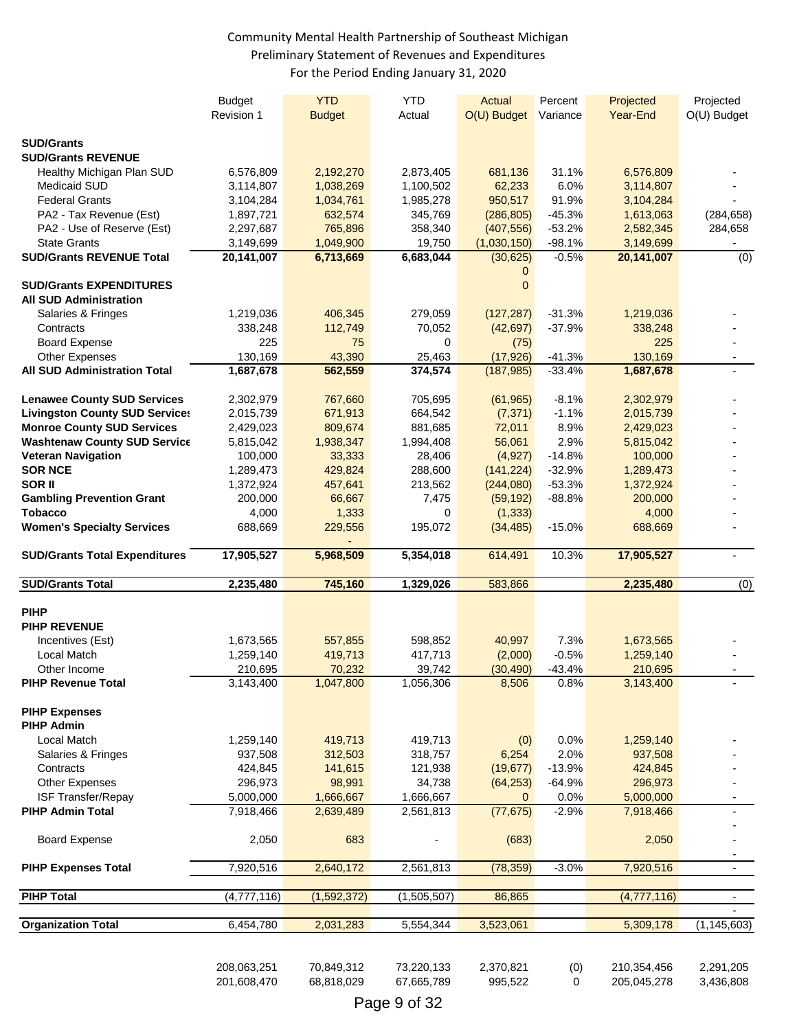Community Mental Health Partnership of Southeast Michigan
Preliminary Statement of Revenues and Expenditures
For the Period Ending January 31, 2020

| | Budget Revision 1 | YTD Budget | YTD Actual | Actual O(U) Budget | Percent Variance | Projected Year-End | Projected O(U) Budget |
|---|---|---|---|---|---|---|---|
| **SUD/Grants** | | | | | | | |
| **SUD/Grants REVENUE** | | | | | | | |
| Healthy Michigan Plan SUD | 6,576,809 | 2,192,270 | 2,873,405 | 681,136 | 31.1% | 6,576,809 | - |
| Medicaid SUD | 3,114,807 | 1,038,269 | 1,100,502 | 62,233 | 6.0% | 3,114,807 | - |
| Federal Grants | 3,104,284 | 1,034,761 | 1,985,278 | 950,517 | 91.9% | 3,104,284 | - |
| PA2 - Tax Revenue (Est) | 1,897,721 | 632,574 | 345,769 | (286,805) | -45.3% | 1,613,063 | (284,658) |
| PA2 - Use of Reserve (Est) | 2,297,687 | 765,896 | 358,340 | (407,556) | -53.2% | 2,582,345 | 284,658 |
| State Grants | 3,149,699 | 1,049,900 | 19,750 | (1,030,150) | -98.1% | 3,149,699 | - |
| **SUD/Grants REVENUE Total** | **20,141,007** | **6,713,669** | **6,683,044** | (30,625) | -0.5% | **20,141,007** | (0) |
| | | | | 0 | | | |
| **SUD/Grants EXPENDITURES** | | | | 0 | | | |
| **All SUD Administration** | | | | | | | |
| Salaries & Fringes | 1,219,036 | 406,345 | 279,059 | (127,287) | -31.3% | 1,219,036 | - |
| Contracts | 338,248 | 112,749 | 70,052 | (42,697) | -37.9% | 338,248 | - |
| Board Expense | 225 | 75 | 0 | (75) | | 225 | - |
| Other Expenses | 130,169 | 43,390 | 25,463 | (17,926) | -41.3% | 130,169 | - |
| **All SUD Administration Total** | **1,687,678** | **562,559** | **374,574** | (187,985) | -33.4% | **1,687,678** | - |
| **Lenawee County SUD Services** | 2,302,979 | 767,660 | 705,695 | (61,965) | -8.1% | 2,302,979 | - |
| **Livingston County SUD Services** | 2,015,739 | 671,913 | 664,542 | (7,371) | -1.1% | 2,015,739 | - |
| **Monroe County SUD Services** | 2,429,023 | 809,674 | 881,685 | 72,011 | 8.9% | 2,429,023 | - |
| **Washtenaw County SUD Service** | 5,815,042 | 1,938,347 | 1,994,408 | 56,061 | 2.9% | 5,815,042 | - |
| **Veteran Navigation** | 100,000 | 33,333 | 28,406 | (4,927) | -14.8% | 100,000 | - |
| **SOR NCE** | 1,289,473 | 429,824 | 288,600 | (141,224) | -32.9% | 1,289,473 | - |
| **SOR II** | 1,372,924 | 457,641 | 213,562 | (244,080) | -53.3% | 1,372,924 | - |
| **Gambling Prevention Grant** | 200,000 | 66,667 | 7,475 | (59,192) | -88.8% | 200,000 | - |
| **Tobacco** | 4,000 | 1,333 | 0 | (1,333) | | 4,000 | - |
| **Women's Specialty Services** | 688,669 | 229,556 | 195,072 | (34,485) | -15.0% | 688,669 | - |
| | | - | | | | | |
| **SUD/Grants Total Expenditures** | **17,905,527** | **5,968,509** | **5,354,018** | 614,491 | 10.3% | **17,905,527** | - |
| **SUD/Grants Total** | **2,235,480** | **745,160** | **1,329,026** | 583,866 | | **2,235,480** | (0) |
| **PIHP** | | | | | | | |
| **PIHP REVENUE** | | | | | | | |
| Incentives (Est) | 1,673,565 | 557,855 | 598,852 | 40,997 | 7.3% | 1,673,565 | - |
| Local Match | 1,259,140 | 419,713 | 417,713 | (2,000) | -0.5% | 1,259,140 | - |
| Other Income | 210,695 | 70,232 | 39,742 | (30,490) | -43.4% | 210,695 | - |
| **PIHP Revenue Total** | 3,143,400 | 1,047,800 | 1,056,306 | 8,506 | 0.8% | 3,143,400 | - |
| **PIHP Expenses** | | | | | | | |
| **PIHP Admin** | | | | | | | |
| Local Match | 1,259,140 | 419,713 | 419,713 | (0) | 0.0% | 1,259,140 | - |
| Salaries & Fringes | 937,508 | 312,503 | 318,757 | 6,254 | 2.0% | 937,508 | - |
| Contracts | 424,845 | 141,615 | 121,938 | (19,677) | -13.9% | 424,845 | - |
| Other Expenses | 296,973 | 98,991 | 34,738 | (64,253) | -64.9% | 296,973 | - |
| ISF Transfer/Repay | 5,000,000 | 1,666,667 | 1,666,667 | 0 | 0.0% | 5,000,000 | - |
| **PIHP Admin Total** | 7,918,466 | 2,639,489 | 2,561,813 | (77,675) | -2.9% | 7,918,466 | - |
| | | | | | | | - |
| Board Expense | 2,050 | 683 | - | (683) | | 2,050 | - |
| | | | | | | | - |
| **PIHP Expenses Total** | 7,920,516 | 2,640,172 | 2,561,813 | (78,359) | -3.0% | 7,920,516 | - |
| **PIHP Total** | (4,777,116) | (1,592,372) | (1,505,507) | 86,865 | | (4,777,116) | - |
| | | | | | | | - |
| **Organization Total** | 6,454,780 | 2,031,283 | 5,554,344 | 3,523,061 | | 5,309,178 | (1,145,603) |
| | 208,063,251 | 70,849,312 | 73,220,133 | 2,370,821 | (0) | 210,354,456 | 2,291,205 |
| | 201,608,470 | 68,818,029 | 67,665,789 | 995,522 | 0 | 205,045,278 | 3,436,808 |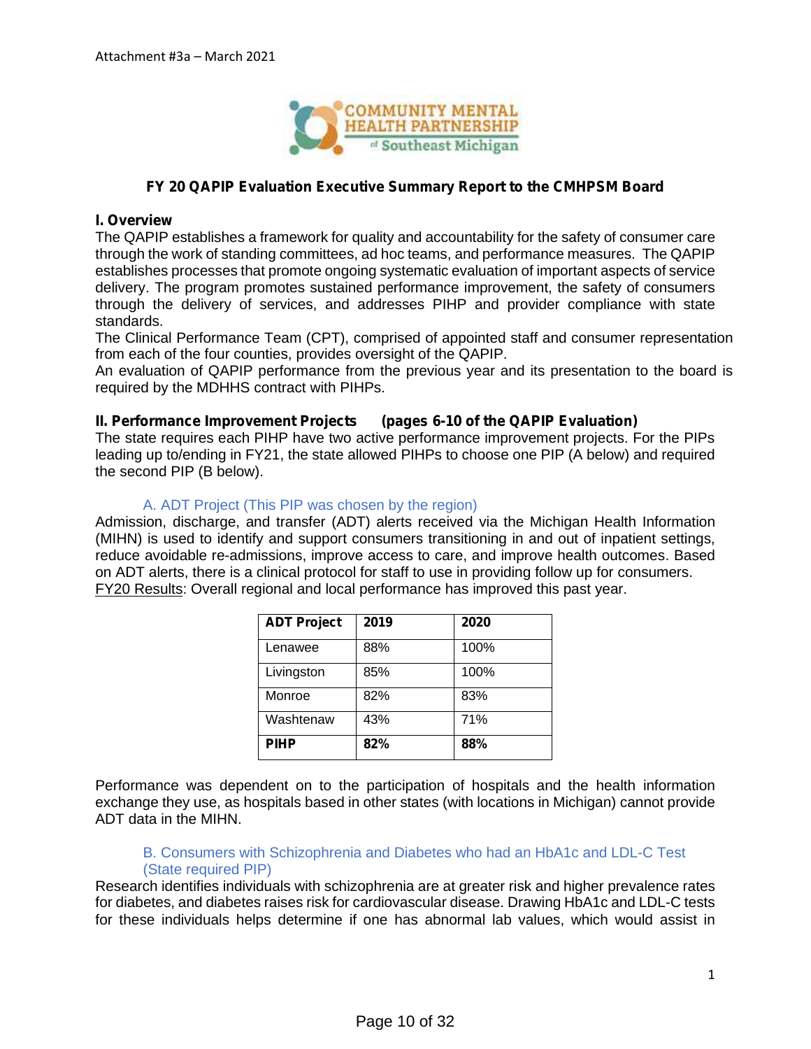Attachment #3a – March 2021

COMMUNITY MENTAL HEALTH PARTNERSHIP of Southeast Michigan

## FY 20 QAPIP Evaluation Executive Summary Report to the CMHPSM Board

### I. Overview

The QAPIP establishes a framework for quality and accountability for the safety of consumer care through the work of standing committees, ad hoc teams, and performance measures. The QAPIP establishes processes that promote ongoing systematic evaluation of important aspects of service delivery. The program promotes sustained performance improvement, the safety of consumers through the delivery of services, and addresses PIHP and provider compliance with state standards.

The Clinical Performance Team (CPT), comprised of appointed staff and consumer representation from each of the four counties, provides oversight of the QAPIP.

An evaluation of QAPIP performance from the previous year and its presentation to the board is required by the MDHHS contract with PIHPs.

### II. Performance Improvement Projects (pages 6-10 of the QAPIP Evaluation)

The state requires each PIHP have two active performance improvement projects. For the PIPs leading up to/ending in FY21, the state allowed PIHPs to choose one PIP (A below) and required the second PIP (B below).

#### A. ADT Project (This PIP was chosen by the region)

Admission, discharge, and transfer (ADT) alerts received via the Michigan Health Information (MIHN) is used to identify and support consumers transitioning in and out of inpatient settings, reduce avoidable re-admissions, improve access to care, and improve health outcomes. Based on ADT alerts, there is a clinical protocol for staff to use in providing follow up for consumers.

FY20 Results: Overall regional and local performance has improved this past year.

| ADT Project | 2019 | 2020 |
|---|---|---|
| Lenawee | 88% | 100% |
| Livingston | 85% | 100% |
| Monroe | 82% | 83% |
| Washtenaw | 43% | 71% |
| **PIHP** | **82%** | **88%** |

Performance was dependent on to the participation of hospitals and the health information exchange they use, as hospitals based in other states (with locations in Michigan) cannot provide ADT data in the MIHN.

#### B. Consumers with Schizophrenia and Diabetes who had an HbA1c and LDL-C Test (State required PIP)

Research identifies individuals with schizophrenia are at greater risk and higher prevalence rates for diabetes, and diabetes raises risk for cardiovascular disease. Drawing HbA1c and LDL-C tests for these individuals helps determine if one has abnormal lab values, which would assist in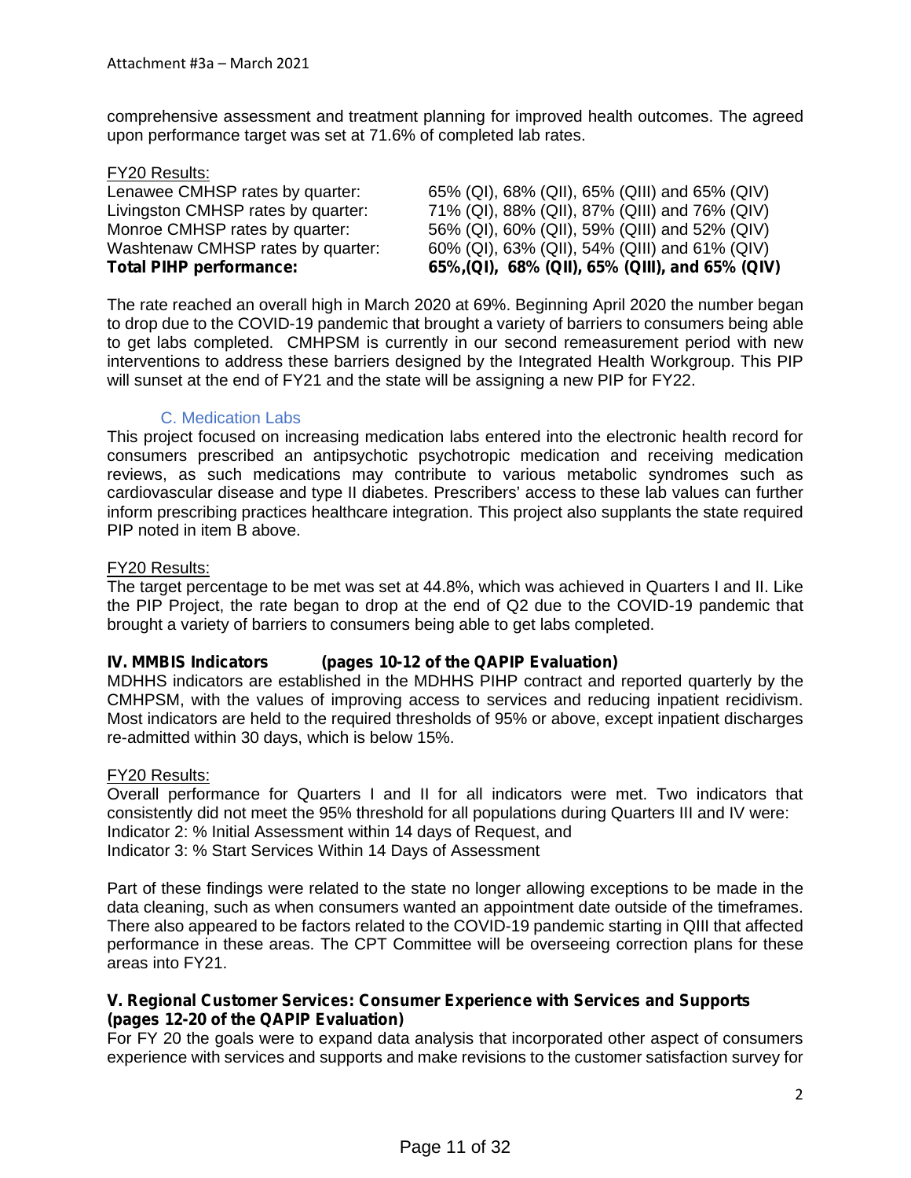comprehensive assessment and treatment planning for improved health outcomes. The agreed upon performance target was set at 71.6% of completed lab rates.

FY20 Results:

| | |
|---|---|
| Lenawee CMHSP rates by quarter: | 65% (QI), 68% (QII), 65% (QIII) and 65% (QIV) |
| Livingston CMHSP rates by quarter: | 71% (QI), 88% (QII), 87% (QIII) and 76% (QIV) |
| Monroe CMHSP rates by quarter: | 56% (QI), 60% (QII), 59% (QIII) and 52% (QIV) |
| Washtenaw CMHSP rates by quarter: | 60% (QI), 63% (QII), 54% (QIII) and 61% (QIV) |
| **Total PIHP performance:** | **65%,(QI), 68% (QII), 65% (QIII), and 65% (QIV)** |

The rate reached an overall high in March 2020 at 69%. Beginning April 2020 the number began to drop due to the COVID-19 pandemic that brought a variety of barriers to consumers being able to get labs completed. CMHPSM is currently in our second remeasurement period with new interventions to address these barriers designed by the Integrated Health Workgroup. This PIP will sunset at the end of FY21 and the state will be assigning a new PIP for FY22.

### C. Medication Labs

This project focused on increasing medication labs entered into the electronic health record for consumers prescribed an antipsychotic psychotropic medication and receiving medication reviews, as such medications may contribute to various metabolic syndromes such as cardiovascular disease and type II diabetes. Prescribers' access to these lab values can further inform prescribing practices healthcare integration. This project also supplants the state required PIP noted in item B above.

FY20 Results:

The target percentage to be met was set at 44.8%, which was achieved in Quarters I and II. Like the PIP Project, the rate began to drop at the end of Q2 due to the COVID-19 pandemic that brought a variety of barriers to consumers being able to get labs completed.

## IV. MMBIS Indicators (pages 10-12 of the QAPIP Evaluation)

MDHHS indicators are established in the MDHHS PIHP contract and reported quarterly by the CMHPSM, with the values of improving access to services and reducing inpatient recidivism. Most indicators are held to the required thresholds of 95% or above, except inpatient discharges re-admitted within 30 days, which is below 15%.

FY20 Results:

Overall performance for Quarters I and II for all indicators were met. Two indicators that consistently did not meet the 95% threshold for all populations during Quarters III and IV were:
Indicator 2: % Initial Assessment within 14 days of Request, and
Indicator 3: % Start Services Within 14 Days of Assessment

Part of these findings were related to the state no longer allowing exceptions to be made in the data cleaning, such as when consumers wanted an appointment date outside of the timeframes. There also appeared to be factors related to the COVID-19 pandemic starting in QIII that affected performance in these areas. The CPT Committee will be overseeing correction plans for these areas into FY21.

## V. Regional Customer Services: Consumer Experience with Services and Supports (pages 12-20 of the QAPIP Evaluation)

For FY 20 the goals were to expand data analysis that incorporated other aspect of consumers experience with services and supports and make revisions to the customer satisfaction survey for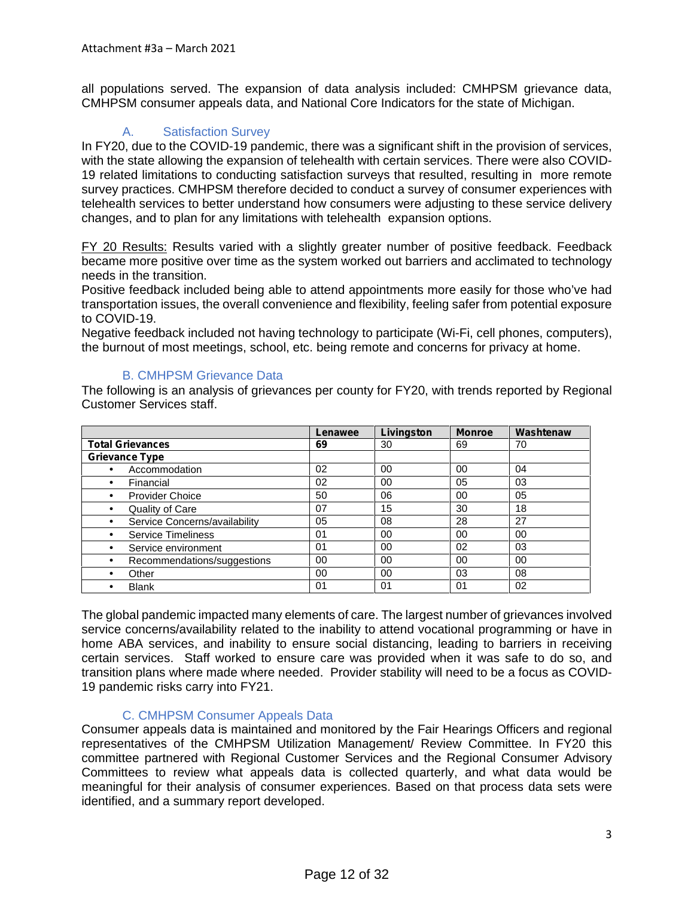all populations served. The expansion of data analysis included: CMHPSM grievance data, CMHPSM consumer appeals data, and National Core Indicators for the state of Michigan.

### A. Satisfaction Survey

In FY20, due to the COVID-19 pandemic, there was a significant shift in the provision of services, with the state allowing the expansion of telehealth with certain services. There were also COVID-19 related limitations to conducting satisfaction surveys that resulted, resulting in more remote survey practices. CMHPSM therefore decided to conduct a survey of consumer experiences with telehealth services to better understand how consumers were adjusting to these service delivery changes, and to plan for any limitations with telehealth expansion options.

FY 20 Results: Results varied with a slightly greater number of positive feedback. Feedback became more positive over time as the system worked out barriers and acclimated to technology needs in the transition.

Positive feedback included being able to attend appointments more easily for those who've had transportation issues, the overall convenience and flexibility, feeling safer from potential exposure to COVID-19.

Negative feedback included not having technology to participate (Wi-Fi, cell phones, computers), the burnout of most meetings, school, etc. being remote and concerns for privacy at home.

### B. CMHPSM Grievance Data

The following is an analysis of grievances per county for FY20, with trends reported by Regional Customer Services staff.

| | Lenawee | Livingston | Monroe | Washtenaw |
|---|---|---|---|---|
| **Total Grievances** | **69** | 30 | 69 | 70 |
| **Grievance Type** | | | | |
| • Accommodation | 02 | 00 | 00 | 04 |
| • Financial | 02 | 00 | 05 | 03 |
| • Provider Choice | 50 | 06 | 00 | 05 |
| • Quality of Care | 07 | 15 | 30 | 18 |
| • Service Concerns/availability | 05 | 08 | 28 | 27 |
| • Service Timeliness | 01 | 00 | 00 | 00 |
| • Service environment | 01 | 00 | 02 | 03 |
| • Recommendations/suggestions | 00 | 00 | 00 | 00 |
| • Other | 00 | 00 | 03 | 08 |
| • Blank | 01 | 01 | 01 | 02 |

The global pandemic impacted many elements of care. The largest number of grievances involved service concerns/availability related to the inability to attend vocational programming or have in home ABA services, and inability to ensure social distancing, leading to barriers in receiving certain services. Staff worked to ensure care was provided when it was safe to do so, and transition plans where made where needed. Provider stability will need to be a focus as COVID-19 pandemic risks carry into FY21.

### C. CMHPSM Consumer Appeals Data

Consumer appeals data is maintained and monitored by the Fair Hearings Officers and regional representatives of the CMHPSM Utilization Management/ Review Committee. In FY20 this committee partnered with Regional Customer Services and the Regional Consumer Advisory Committees to review what appeals data is collected quarterly, and what data would be meaningful for their analysis of consumer experiences. Based on that process data sets were identified, and a summary report developed.